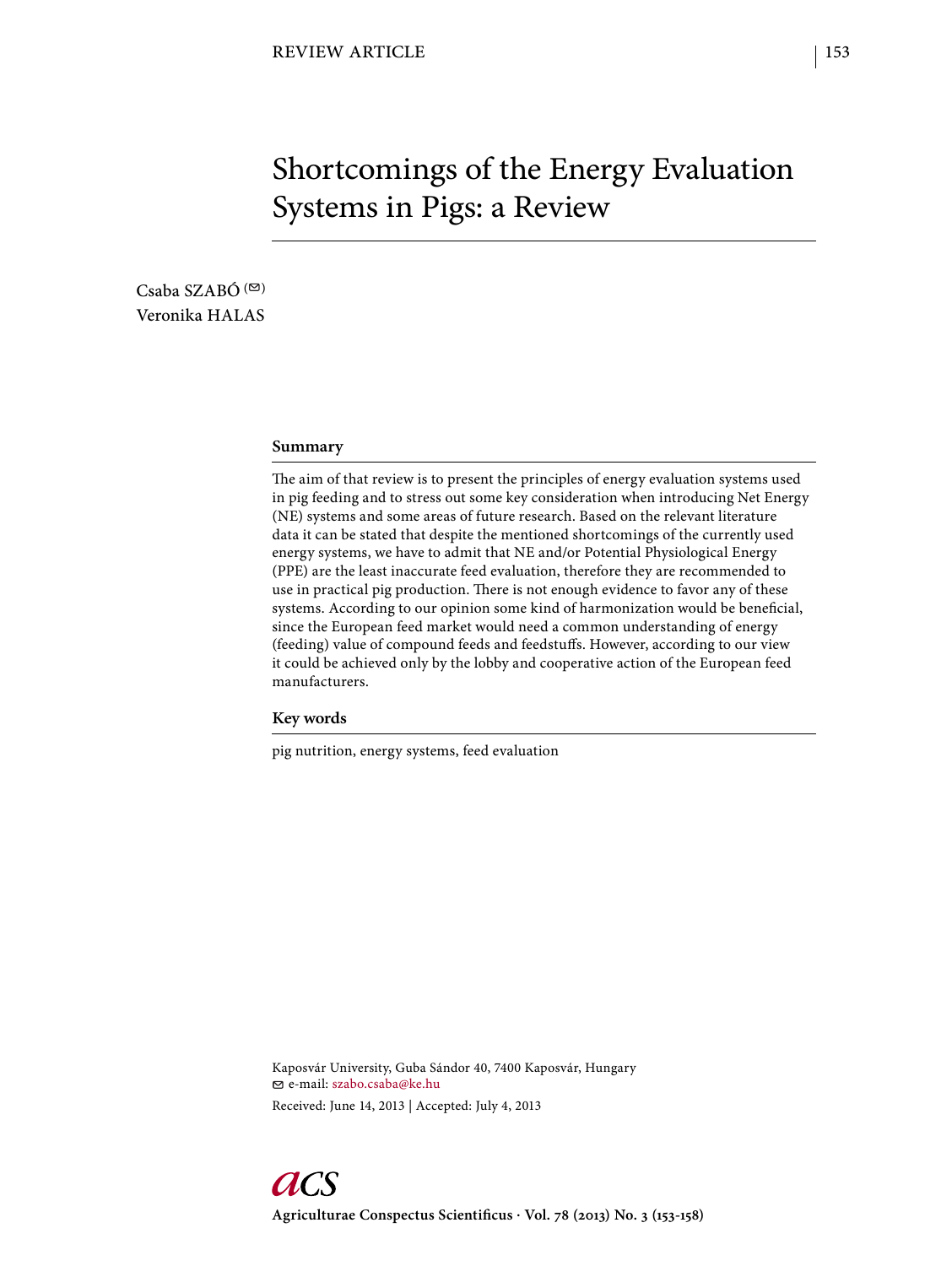REVIEW ARTICLE

# Shortcomings of the Energy Evaluation Systems in Pigs: a Review

Csaba SZABÓ (✉)
Veronika HALAS

## Summary

The aim of that review is to present the principles of energy evaluation systems used in pig feeding and to stress out some key consideration when introducing Net Energy (NE) systems and some areas of future research. Based on the relevant literature data it can be stated that despite the mentioned shortcomings of the currently used energy systems, we have to admit that NE and/or Potential Physiological Energy (PPE) are the least inaccurate feed evaluation, therefore they are recommended to use in practical pig production. There is not enough evidence to favor any of these systems. According to our opinion some kind of harmonization would be beneficial, since the European feed market would need a common understanding of energy (feeding) value of compound feeds and feedstuffs. However, according to our view it could be achieved only by the lobby and cooperative action of the European feed manufacturers.

## Key words

pig nutrition, energy systems, feed evaluation

Kaposvár University, Guba Sándor 40, 7400 Kaposvár, Hungary
✉ e-mail: szabo.csaba@ke.hu

Received: June 14, 2013 | Accepted: July 4, 2013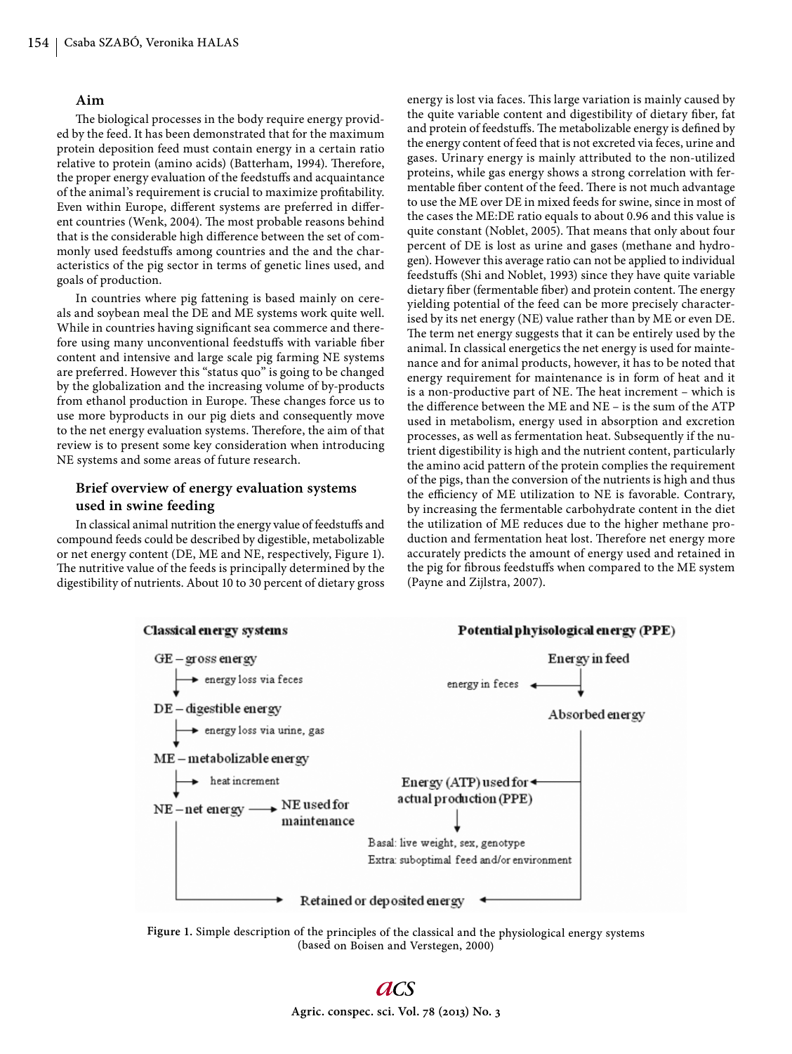### Aim

The biological processes in the body require energy provided by the feed. It has been demonstrated that for the maximum protein deposition feed must contain energy in a certain ratio relative to protein (amino acids) (Batterham, 1994). Therefore, the proper energy evaluation of the feedstuffs and acquaintance of the animal's requirement is crucial to maximize profitability. Even within Europe, different systems are preferred in different countries (Wenk, 2004). The most probable reasons behind that is the considerable high difference between the set of commonly used feedstuffs among countries and the and the characteristics of the pig sector in terms of genetic lines used, and goals of production.

In countries where pig fattening is based mainly on cereals and soybean meal the DE and ME systems work quite well. While in countries having significant sea commerce and therefore using many unconventional feedstuffs with variable fiber content and intensive and large scale pig farming NE systems are preferred. However this "status quo" is going to be changed by the globalization and the increasing volume of by-products from ethanol production in Europe. These changes force us to use more byproducts in our pig diets and consequently move to the net energy evaluation systems. Therefore, the aim of that review is to present some key consideration when introducing NE systems and some areas of future research.

### Brief overview of energy evaluation systems used in swine feeding

In classical animal nutrition the energy value of feedstuffs and compound feeds could be described by digestible, metabolizable or net energy content (DE, ME and NE, respectively, Figure 1). The nutritive value of the feeds is principally determined by the digestibility of nutrients. About 10 to 30 percent of dietary gross energy is lost via faces. This large variation is mainly caused by the quite variable content and digestibility of dietary fiber, fat and protein of feedstuffs. The metabolizable energy is defined by the energy content of feed that is not excreted via feces, urine and gases. Urinary energy is mainly attributed to the non-utilized proteins, while gas energy shows a strong correlation with fermentable fiber content of the feed. There is not much advantage to use the ME over DE in mixed feeds for swine, since in most of the cases the ME:DE ratio equals to about 0.96 and this value is quite constant (Noblet, 2005). That means that only about four percent of DE is lost as urine and gases (methane and hydrogen). However this average ratio can not be applied to individual feedstuffs (Shi and Noblet, 1993) since they have quite variable dietary fiber (fermentable fiber) and protein content. The energy yielding potential of the feed can be more precisely characterised by its net energy (NE) value rather than by ME or even DE. The term net energy suggests that it can be entirely used by the animal. In classical energetics the net energy is used for maintenance and for animal products, however, it has to be noted that energy requirement for maintenance is in form of heat and it is a non-productive part of NE. The heat increment – which is the difference between the ME and NE – is the sum of the ATP used in metabolism, energy used in absorption and excretion processes, as well as fermentation heat. Subsequently if the nutrient digestibility is high and the nutrient content, particularly the amino acid pattern of the protein complies the requirement of the pigs, than the conversion of the nutrients is high and thus the efficiency of ME utilization to NE is favorable. Contrary, by increasing the fermentable carbohydrate content in the diet the utilization of ME reduces due to the higher methane production and fermentation heat lost. Therefore net energy more accurately predicts the amount of energy used and retained in the pig for fibrous feedstuffs when compared to the ME system (Payne and Zijlstra, 2007).

| Classical energy systems | Potential physiological energy (PPE) |
|---|---|
| GE – gross energy | Energy in feed |
| → energy loss via feces | → energy in feces |
| DE – digestible energy | Absorbed energy |
| → energy loss via urine, gas | |
| ME – metabolizable energy | Energy (ATP) used for actual production (PPE) |
| → heat increment | Basal: live weight, sex, genotype; Extra: suboptimal feed and/or environment |
| NE – net energy → NE used for maintenance | |
| Retained or deposited energy | Retained or deposited energy |

**Figure 1.** Simple description of the principles of the classical and the physiological energy systems (based on Boisen and Verstegen, 2000)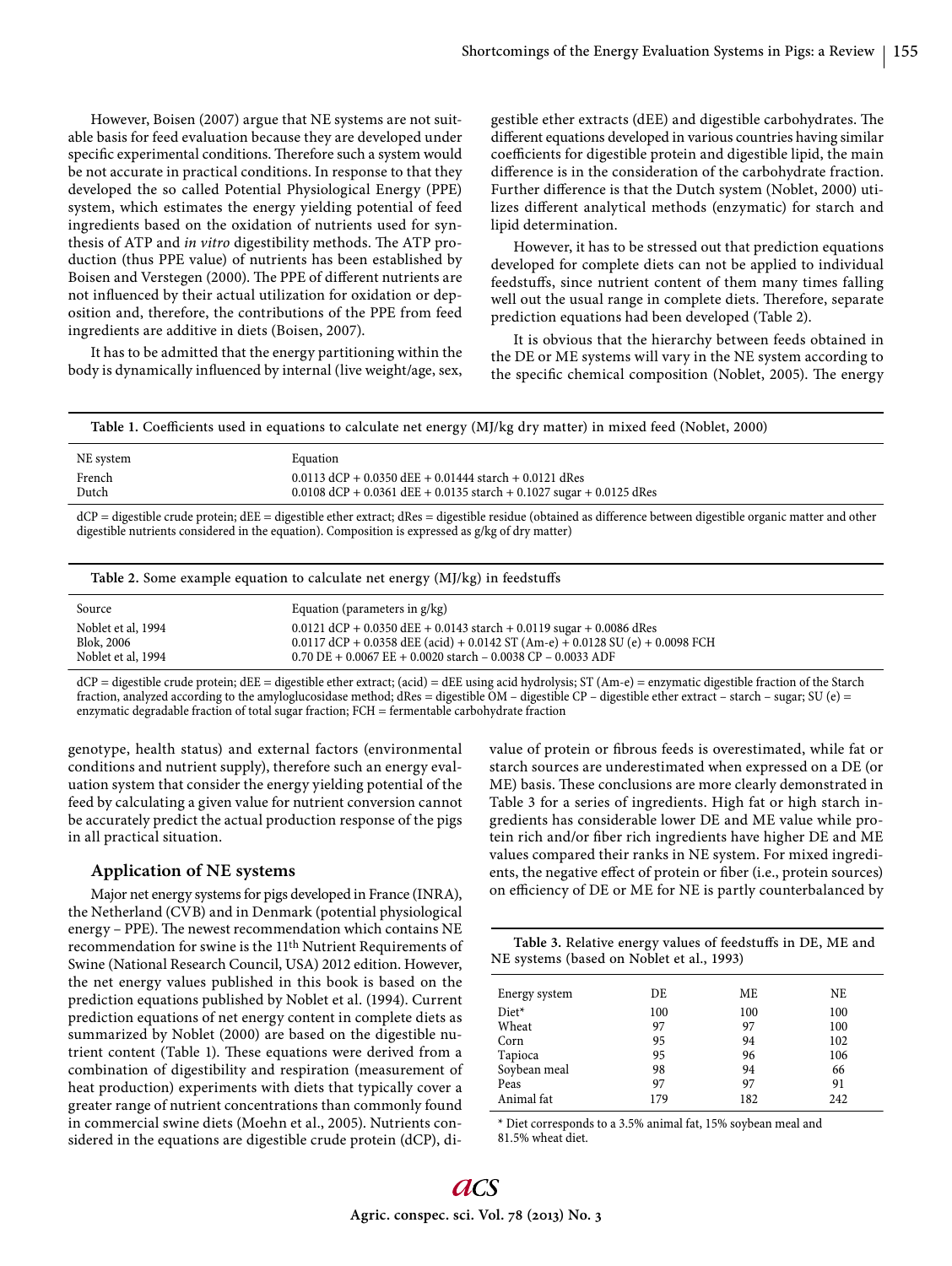However, Boisen (2007) argue that NE systems are not suitable basis for feed evaluation because they are developed under specific experimental conditions. Therefore such a system would be not accurate in practical conditions. In response to that they developed the so called Potential Physiological Energy (PPE) system, which estimates the energy yielding potential of feed ingredients based on the oxidation of nutrients used for synthesis of ATP and *in vitro* digestibility methods. The ATP production (thus PPE value) of nutrients has been established by Boisen and Verstegen (2000). The PPE of different nutrients are not influenced by their actual utilization for oxidation or deposition and, therefore, the contributions of the PPE from feed ingredients are additive in diets (Boisen, 2007).

It has to be admitted that the energy partitioning within the body is dynamically influenced by internal (live weight/age, sex, genotype, health status) and external factors (environmental conditions and nutrient supply), therefore such an energy evaluation system that consider the energy yielding potential of the feed by calculating a given value for nutrient conversion cannot be accurately predict the actual production response of the pigs in all practical situation.

## Application of NE systems

Major net energy systems for pigs developed in France (INRA), the Netherland (CVB) and in Denmark (potential physiological energy – PPE). The newest recommendation which contains NE recommendation for swine is the 11th Nutrient Requirements of Swine (National Research Council, USA) 2012 edition. However, the net energy values published in this book is based on the prediction equations published by Noblet et al. (1994). Current prediction equations of net energy content in complete diets as summarized by Noblet (2000) are based on the digestible nutrient content (Table 1). These equations were derived from a combination of digestibility and respiration (measurement of heat production) experiments with diets that typically cover a greater range of nutrient concentrations than commonly found in commercial swine diets (Moehn et al., 2005). Nutrients considered in the equations are digestible crude protein (dCP), digestible ether extracts (dEE) and digestible carbohydrates. The different equations developed in various countries having similar coefficients for digestible protein and digestible lipid, the main difference is in the consideration of the carbohydrate fraction. Further difference is that the Dutch system (Noblet, 2000) utilizes different analytical methods (enzymatic) for starch and lipid determination.

However, it has to be stressed out that prediction equations developed for complete diets can not be applied to individual feedstuffs, since nutrient content of them many times falling well out the usual range in complete diets. Therefore, separate prediction equations had been developed (Table 2).

It is obvious that the hierarchy between feeds obtained in the DE or ME systems will vary in the NE system according to the specific chemical composition (Noblet, 2005). The energy value of protein or fibrous feeds is overestimated, while fat or starch sources are underestimated when expressed on a DE (or ME) basis. These conclusions are more clearly demonstrated in Table 3 for a series of ingredients. High fat or high starch ingredients has considerable lower DE and ME value while protein rich and/or fiber rich ingredients have higher DE and ME values compared their ranks in NE system. For mixed ingredients, the negative effect of protein or fiber (i.e., protein sources) on efficiency of DE or ME for NE is partly counterbalanced by

**Table 1.** Coefficients used in equations to calculate net energy (MJ/kg dry matter) in mixed feed (Noblet, 2000)

| NE system | Equation |
|---|---|
| French | 0.0113 dCP + 0.0350 dEE + 0.01444 starch + 0.0121 dRes |
| Dutch | 0.0108 dCP + 0.0361 dEE + 0.0135 starch + 0.1027 sugar + 0.0125 dRes |

dCP = digestible crude protein; dEE = digestible ether extract; dRes = digestible residue (obtained as difference between digestible organic matter and other digestible nutrients considered in the equation). Composition is expressed as g/kg of dry matter)

**Table 2.** Some example equation to calculate net energy (MJ/kg) in feedstuffs

| Source | Equation (parameters in g/kg) |
|---|---|
| Noblet et al, 1994 | 0.0121 dCP + 0.0350 dEE + 0.0143 starch + 0.0119 sugar + 0.0086 dRes |
| Blok, 2006 | 0.0117 dCP + 0.0358 dEE (acid) + 0.0142 ST (Am-e) + 0.0128 SU (e) + 0.0098 FCH |
| Noblet et al, 1994 | 0.70 DE + 0.0067 EE + 0.0020 starch – 0.0038 CP – 0.0033 ADF |

dCP = digestible crude protein; dEE = digestible ether extract; (acid) = dEE using acid hydrolysis; ST (Am-e) = enzymatic digestible fraction of the Starch fraction, analyzed according to the amyloglucosidase method; dRes = digestible OM – digestible CP – digestible ether extract – starch – sugar; SU (e) = enzymatic degradable fraction of total sugar fraction; FCH = fermentable carbohydrate fraction

**Table 3.** Relative energy values of feedstuffs in DE, ME and NE systems (based on Noblet et al., 1993)

| Energy system | DE | ME | NE |
|---|---|---|---|
| Diet* | 100 | 100 | 100 |
| Wheat | 97 | 97 | 100 |
| Corn | 95 | 94 | 102 |
| Tapioca | 95 | 96 | 106 |
| Soybean meal | 98 | 94 | 66 |
| Peas | 97 | 97 | 91 |
| Animal fat | 179 | 182 | 242 |

\* Diet corresponds to a 3.5% animal fat, 15% soybean meal and 81.5% wheat diet.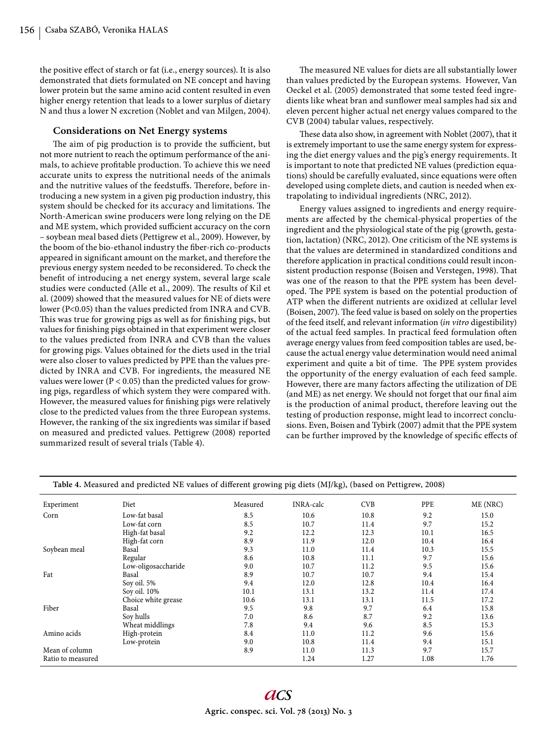the positive effect of starch or fat (i.e., energy sources). It is also demonstrated that diets formulated on NE concept and having lower protein but the same amino acid content resulted in even higher energy retention that leads to a lower surplus of dietary N and thus a lower N excretion (Noblet and van Milgen, 2004).

### Considerations on Net Energy systems

The aim of pig production is to provide the sufficient, but not more nutrient to reach the optimum performance of the animals, to achieve profitable production. To achieve this we need accurate units to express the nutritional needs of the animals and the nutritive values of the feedstuffs. Therefore, before introducing a new system in a given pig production industry, this system should be checked for its accuracy and limitations. The North-American swine producers were long relying on the DE and ME system, which provided sufficient accuracy on the corn – soybean meal based diets (Pettigrew et al., 2009). However, by the boom of the bio-ethanol industry the fiber-rich co-products appeared in significant amount on the market, and therefore the previous energy system needed to be reconsidered. To check the benefit of introducing a net energy system, several large scale studies were conducted (Alle et al., 2009). The results of Kil et al. (2009) showed that the measured values for NE of diets were lower ($P<0.05$) than the values predicted from INRA and CVB. This was true for growing pigs as well as for finishing pigs, but values for finishing pigs obtained in that experiment were closer to the values predicted from INRA and CVB than the values for growing pigs. Values obtained for the diets used in the trial were also closer to values predicted by PPE than the values predicted by INRA and CVB. For ingredients, the measured NE values were lower ($P < 0.05$) than the predicted values for growing pigs, regardless of which system they were compared with. However, the measured values for finishing pigs were relatively close to the predicted values from the three European systems. However, the ranking of the six ingredients was similar if based on measured and predicted values. Pettigrew (2008) reported summarized result of several trials (Table 4).

The measured NE values for diets are all substantially lower than values predicted by the European systems. However, Van Oeckel et al. (2005) demonstrated that some tested feed ingredients like wheat bran and sunflower meal samples had six and eleven percent higher actual net energy values compared to the CVB (2004) tabular values, respectively.

These data also show, in agreement with Noblet (2007), that it is extremely important to use the same energy system for expressing the diet energy values and the pig's energy requirements. It is important to note that predicted NE values (prediction equations) should be carefully evaluated, since equations were often developed using complete diets, and caution is needed when extrapolating to individual ingredients (NRC, 2012).

Energy values assigned to ingredients and energy requirements are affected by the chemical-physical properties of the ingredient and the physiological state of the pig (growth, gestation, lactation) (NRC, 2012). One criticism of the NE systems is that the values are determined in standardized conditions and therefore application in practical conditions could result inconsistent production response (Boisen and Verstegen, 1998). That was one of the reason to that the PPE system has been developed. The PPE system is based on the potential production of ATP when the different nutrients are oxidized at cellular level (Boisen, 2007). The feed value is based on solely on the properties of the feed itself, and relevant information (*in vitro* digestibility) of the actual feed samples. In practical feed formulation often average energy values from feed composition tables are used, because the actual energy value determination would need animal experiment and quite a bit of time. The PPE system provides the opportunity of the energy evaluation of each feed sample. However, there are many factors affecting the utilization of DE (and ME) as net energy. We should not forget that our final aim is the production of animal product, therefore leaving out the testing of production response, might lead to incorrect conclusions. Even, Boisen and Tybirk (2007) admit that the PPE system can be further improved by the knowledge of specific effects of

**Table 4.** Measured and predicted NE values of different growing pig diets (MJ/kg), (based on Pettigrew, 2008)

| Experiment | Diet | Measured | INRA-calc | CVB | PPE | ME (NRC) |
|---|---|---|---|---|---|---|
| Corn | Low-fat basal | 8.5 | 10.6 | 10.8 | 9.2 | 15.0 |
| | Low-fat corn | 8.5 | 10.7 | 11.4 | 9.7 | 15.2 |
| | High-fat basal | 9.2 | 12.2 | 12.3 | 10.1 | 16.5 |
| | High-fat corn | 8.9 | 11.9 | 12.0 | 10.4 | 16.4 |
| Soybean meal | Basal | 9.3 | 11.0 | 11.4 | 10.3 | 15.5 |
| | Regular | 8.6 | 10.8 | 11.1 | 9.7 | 15.6 |
| | Low-oligosaccharide | 9.0 | 10.7 | 11.2 | 9.5 | 15.6 |
| Fat | Basal | 8.9 | 10.7 | 10.7 | 9.4 | 15.4 |
| | Soy oil. 5% | 9.4 | 12.0 | 12.8 | 10.4 | 16.4 |
| | Soy oil. 10% | 10.1 | 13.1 | 13.2 | 11.4 | 17.4 |
| | Choice white grease | 10.6 | 13.1 | 13.1 | 11.5 | 17.2 |
| Fiber | Basal | 9.5 | 9.8 | 9.7 | 6.4 | 15.8 |
| | Soy hulls | 7.0 | 8.6 | 8.7 | 9.2 | 13.6 |
| | Wheat middlings | 7.8 | 9.4 | 9.6 | 8.5 | 15.3 |
| Amino acids | High-protein | 8.4 | 11.0 | 11.2 | 9.6 | 15.6 |
| | Low-protein | 9.0 | 10.8 | 11.4 | 9.4 | 15.1 |
| Mean of column | | 8.9 | 11.0 | 11.3 | 9.7 | 15.7 |
| Ratio to measured | | | 1.24 | 1.27 | 1.08 | 1.76 |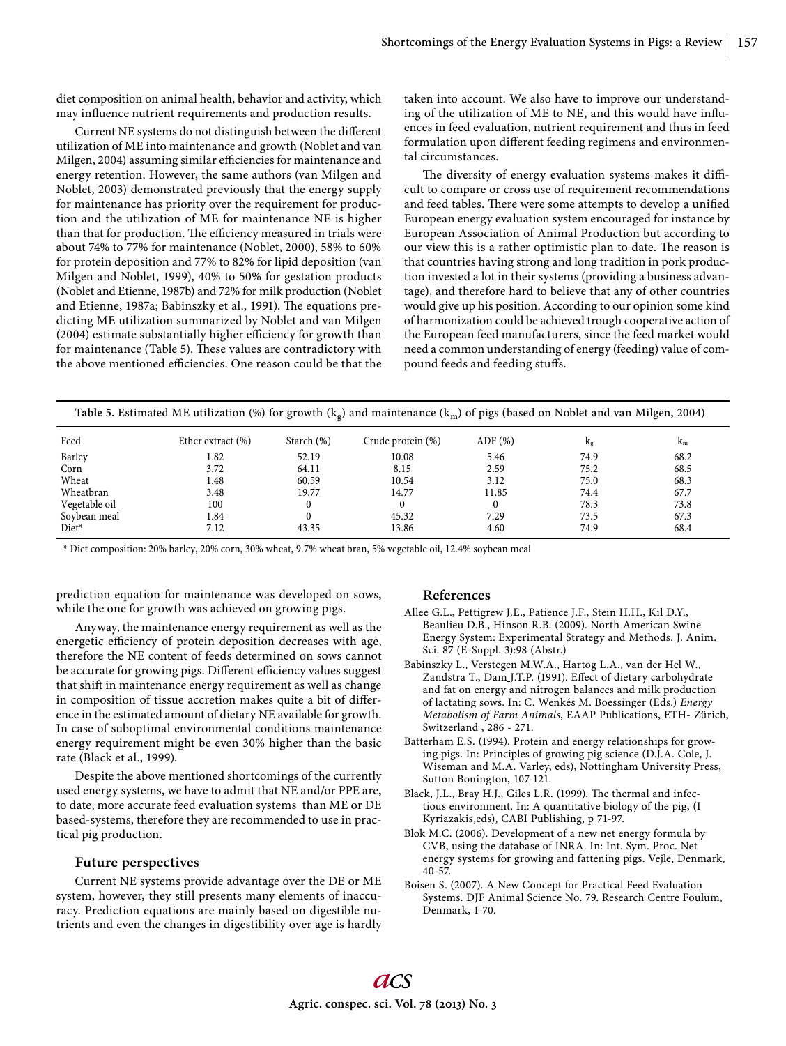diet composition on animal health, behavior and activity, which may influence nutrient requirements and production results.

Current NE systems do not distinguish between the different utilization of ME into maintenance and growth (Noblet and van Milgen, 2004) assuming similar efficiencies for maintenance and energy retention. However, the same authors (van Milgen and Noblet, 2003) demonstrated previously that the energy supply for maintenance has priority over the requirement for production and the utilization of ME for maintenance NE is higher than that for production. The efficiency measured in trials were about 74% to 77% for maintenance (Noblet, 2000), 58% to 60% for protein deposition and 77% to 82% for lipid deposition (van Milgen and Noblet, 1999), 40% to 50% for gestation products (Noblet and Etienne, 1987b) and 72% for milk production (Noblet and Etienne, 1987a; Babinszky et al., 1991). The equations predicting ME utilization summarized by Noblet and van Milgen (2004) estimate substantially higher efficiency for growth than for maintenance (Table 5). These values are contradictory with the above mentioned efficiencies. One reason could be that the prediction equation for maintenance was developed on sows, while the one for growth was achieved on growing pigs.

Anyway, the maintenance energy requirement as well as the energetic efficiency of protein deposition decreases with age, therefore the NE content of feeds determined on sows cannot be accurate for growing pigs. Different efficiency values suggest that shift in maintenance energy requirement as well as change in composition of tissue accretion makes quite a bit of difference in the estimated amount of dietary NE available for growth. In case of suboptimal environmental conditions maintenance energy requirement might be even 30% higher than the basic rate (Black et al., 1999).

Despite the above mentioned shortcomings of the currently used energy systems, we have to admit that NE and/or PPE are, to date, more accurate feed evaluation systems than ME or DE based-systems, therefore they are recommended to use in practical pig production.

### Future perspectives

Current NE systems provide advantage over the DE or ME system, however, they still presents many elements of inaccuracy. Prediction equations are mainly based on digestible nutrients and even the changes in digestibility over age is hardly taken into account. We also have to improve our understanding of the utilization of ME to NE, and this would have influences in feed evaluation, nutrient requirement and thus in feed formulation upon different feeding regimens and environmental circumstances.

The diversity of energy evaluation systems makes it difficult to compare or cross use of requirement recommendations and feed tables. There were some attempts to develop a unified European energy evaluation system encouraged for instance by European Association of Animal Production but according to our view this is a rather optimistic plan to date. The reason is that countries having strong and long tradition in pork production invested a lot in their systems (providing a business advantage), and therefore hard to believe that any of other countries would give up his position. According to our opinion some kind of harmonization could be achieved trough cooperative action of the European feed manufacturers, since the feed market would need a common understanding of energy (feeding) value of compound feeds and feeding stuffs.

**Table 5.** Estimated ME utilization (%) for growth ($k_g$) and maintenance ($k_m$) of pigs (based on Noblet and van Milgen, 2004)

| Feed | Ether extract (%) | Starch (%) | Crude protein (%) | ADF (%) | $k_g$ | $k_m$ |
|---|---|---|---|---|---|---|
| Barley | 1.82 | 52.19 | 10.08 | 5.46 | 74.9 | 68.2 |
| Corn | 3.72 | 64.11 | 8.15 | 2.59 | 75.2 | 68.5 |
| Wheat | 1.48 | 60.59 | 10.54 | 3.12 | 75.0 | 68.3 |
| Wheatbran | 3.48 | 19.77 | 14.77 | 11.85 | 74.4 | 67.7 |
| Vegetable oil | 100 | 0 | 0 | 0 | 78.3 | 73.8 |
| Soybean meal | 1.84 | 0 | 45.32 | 7.29 | 73.5 | 67.3 |
| Diet* | 7.12 | 43.35 | 13.86 | 4.60 | 74.9 | 68.4 |

\* Diet composition: 20% barley, 20% corn, 30% wheat, 9.7% wheat bran, 5% vegetable oil, 12.4% soybean meal

### References

Allee G.L., Pettigrew J.E., Patience J.F., Stein H.H., Kil D.Y., Beaulieu D.B., Hinson R.B. (2009). North American Swine Energy System: Experimental Strategy and Methods. J. Anim. Sci. 87 (E-Suppl. 3):98 (Abstr.)

Babinszky L., Verstegen M.W.A., Hartog L.A., van der Hel W., Zandstra T., Dam J.T.P. (1991). Effect of dietary carbohydrate and fat on energy and nitrogen balances and milk production of lactating sows. In: C. Wenkés M. Boessinger (Eds.) *Energy Metabolism of Farm Animals*, EAAP Publications, ETH- Zürich, Switzerland , 286 - 271.

Batterham E.S. (1994). Protein and energy relationships for growing pigs. In: Principles of growing pig science (D.J.A. Cole, J. Wiseman and M.A. Varley, eds), Nottingham University Press, Sutton Bonington, 107-121.

Black, J.L., Bray H.J., Giles L.R. (1999). The thermal and infectious environment. In: A quantitative biology of the pig, (I Kyriazakis,eds), CABI Publishing, p 71-97.

Blok M.C. (2006). Development of a new net energy formula by CVB, using the database of INRA. In: Int. Sym. Proc. Net energy systems for growing and fattening pigs. Vejle, Denmark, 40-57.

Boisen S. (2007). A New Concept for Practical Feed Evaluation Systems. DJF Animal Science No. 79. Research Centre Foulum, Denmark, 1-70.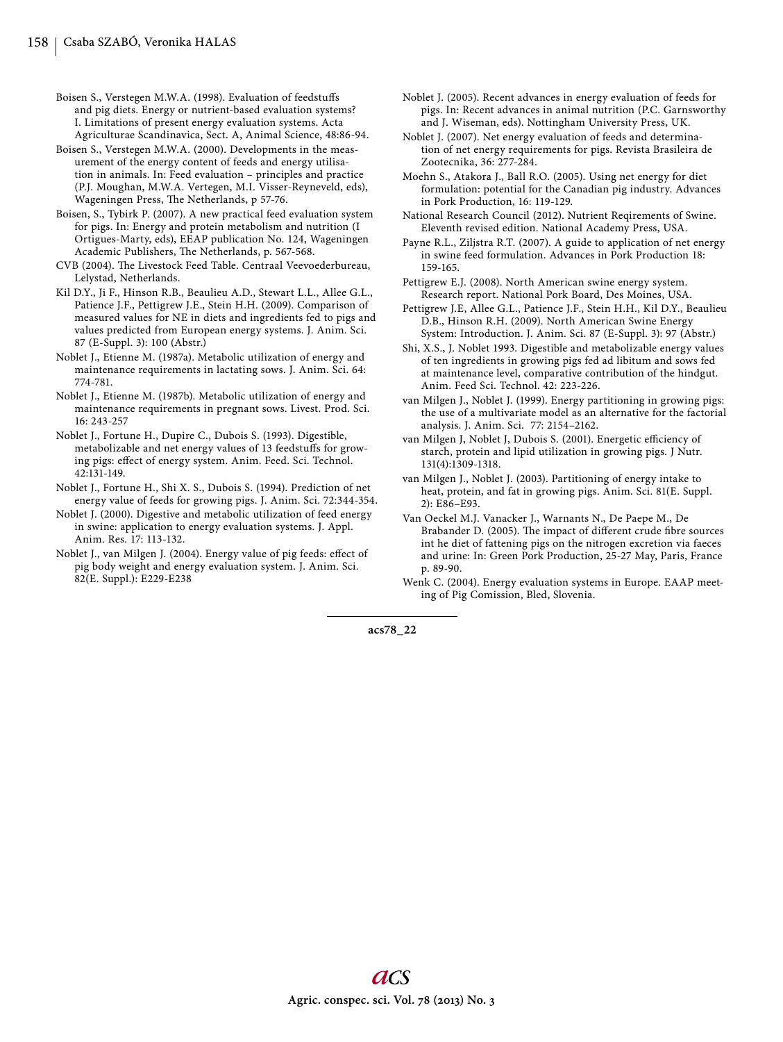Boisen S., Verstegen M.W.A. (1998). Evaluation of feedstuffs and pig diets. Energy or nutrient-based evaluation systems? I. Limitations of present energy evaluation systems. Acta Agriculturae Scandinavica, Sect. A, Animal Science, 48:86-94.

Boisen S., Verstegen M.W.A. (2000). Developments in the measurement of the energy content of feeds and energy utilisation in animals. In: Feed evaluation – principles and practice (P.J. Moughan, M.W.A. Vertegen, M.I. Visser-Reyneveld, eds), Wageningen Press, The Netherlands, p 57-76.

Boisen, S., Tybirk P. (2007). A new practical feed evaluation system for pigs. In: Energy and protein metabolism and nutrition (I Ortigues-Marty, eds), EEAP publication No. 124, Wageningen Academic Publishers, The Netherlands, p. 567-568.

CVB (2004). The Livestock Feed Table. Centraal Veevoederbureau, Lelystad, Netherlands.

Kil D.Y., Ji F., Hinson R.B., Beaulieu A.D., Stewart L.L., Allee G.L., Patience J.F., Pettigrew J.E., Stein H.H. (2009). Comparison of measured values for NE in diets and ingredients fed to pigs and values predicted from European energy systems. J. Anim. Sci. 87 (E-Suppl. 3): 100 (Abstr.)

Noblet J., Etienne M. (1987a). Metabolic utilization of energy and maintenance requirements in lactating sows. J. Anim. Sci. 64: 774-781.

Noblet J., Etienne M. (1987b). Metabolic utilization of energy and maintenance requirements in pregnant sows. Livest. Prod. Sci. 16: 243-257

Noblet J., Fortune H., Dupire C., Dubois S. (1993). Digestible, metabolizable and net energy values of 13 feedstuffs for growing pigs: effect of energy system. Anim. Feed. Sci. Technol. 42:131-149.

Noblet J., Fortune H., Shi X. S., Dubois S. (1994). Prediction of net energy value of feeds for growing pigs. J. Anim. Sci. 72:344-354.

Noblet J. (2000). Digestive and metabolic utilization of feed energy in swine: application to energy evaluation systems. J. Appl. Anim. Res. 17: 113-132.

Noblet J., van Milgen J. (2004). Energy value of pig feeds: effect of pig body weight and energy evaluation system. J. Anim. Sci. 82(E. Suppl.): E229-E238

Noblet J. (2005). Recent advances in energy evaluation of feeds for pigs. In: Recent advances in animal nutrition (P.C. Garnsworthy and J. Wiseman, eds). Nottingham University Press, UK.

Noblet J. (2007). Net energy evaluation of feeds and determination of net energy requirements for pigs. Revista Brasileira de Zootecnika, 36: 277-284.

Moehn S., Atakora J., Ball R.O. (2005). Using net energy for diet formulation: potential for the Canadian pig industry. Advances in Pork Production, 16: 119-129.

National Research Council (2012). Nutrient Reqirements of Swine. Eleventh revised edition. National Academy Press, USA.

Payne R.L., Ziljstra R.T. (2007). A guide to application of net energy in swine feed formulation. Advances in Pork Production 18: 159-165.

Pettigrew E.J. (2008). North American swine energy system. Research report. National Pork Board, Des Moines, USA.

Pettigrew J.E, Allee G.L., Patience J.F., Stein H.H., Kil D.Y., Beaulieu D.B., Hinson R.H. (2009). North American Swine Energy System: Introduction. J. Anim. Sci. 87 (E-Suppl. 3): 97 (Abstr.)

Shi, X.S., J. Noblet 1993. Digestible and metabolizable energy values of ten ingredients in growing pigs fed ad libitum and sows fed at maintenance level, comparative contribution of the hindgut. Anim. Feed Sci. Technol. 42: 223-226.

van Milgen J., Noblet J. (1999). Energy partitioning in growing pigs: the use of a multivariate model as an alternative for the factorial analysis. J. Anim. Sci. 77: 2154–2162.

van Milgen J, Noblet J, Dubois S. (2001). Energetic efficiency of starch, protein and lipid utilization in growing pigs. J Nutr. 131(4):1309-1318.

van Milgen J., Noblet J. (2003). Partitioning of energy intake to heat, protein, and fat in growing pigs. Anim. Sci. 81(E. Suppl. 2): E86–E93.

Van Oeckel M.J. Vanacker J., Warnants N., De Paepe M., De Brabander D. (2005). The impact of different crude fibre sources int he diet of fattening pigs on the nitrogen excretion via faeces and urine: In: Green Pork Production, 25-27 May, Paris, France p. 89-90.

Wenk C. (2004). Energy evaluation systems in Europe. EAAP meeting of Pig Comission, Bled, Slovenia.

acs78_22